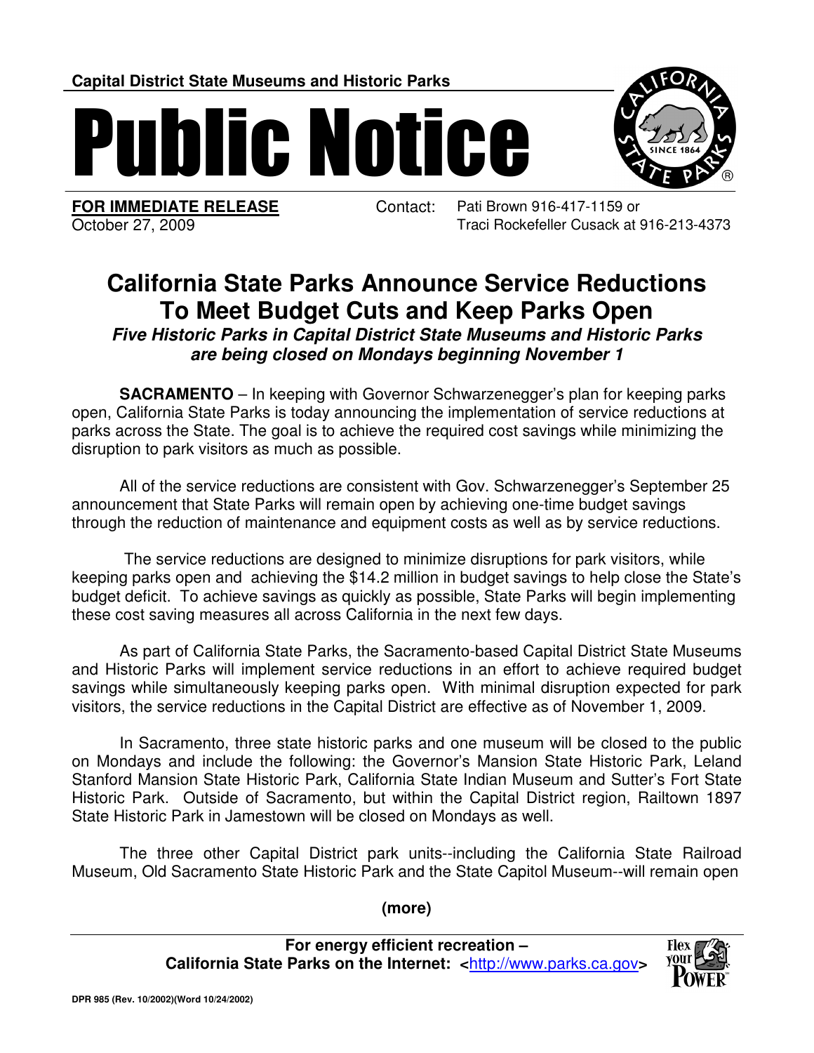**Capital District State Museums and Historic Parks**

# Public Notice

**FOR IMMEDIATE RELEASE**
October 27, 2009

Contact: Pati Brown 916-417-1159 or
Traci Rockefeller Cusack at 916-213-4373

## California State Parks Announce Service Reductions To Meet Budget Cuts and Keep Parks Open

***Five Historic Parks in Capital District State Museums and Historic Parks are being closed on Mondays beginning November 1***

**SACRAMENTO** – In keeping with Governor Schwarzenegger's plan for keeping parks open, California State Parks is today announcing the implementation of service reductions at parks across the State. The goal is to achieve the required cost savings while minimizing the disruption to park visitors as much as possible.

All of the service reductions are consistent with Gov. Schwarzenegger's September 25 announcement that State Parks will remain open by achieving one-time budget savings through the reduction of maintenance and equipment costs as well as by service reductions.

The service reductions are designed to minimize disruptions for park visitors, while keeping parks open and achieving the $14.2 million in budget savings to help close the State's budget deficit. To achieve savings as quickly as possible, State Parks will begin implementing these cost saving measures all across California in the next few days.

As part of California State Parks, the Sacramento-based Capital District State Museums and Historic Parks will implement service reductions in an effort to achieve required budget savings while simultaneously keeping parks open. With minimal disruption expected for park visitors, the service reductions in the Capital District are effective as of November 1, 2009.

In Sacramento, three state historic parks and one museum will be closed to the public on Mondays and include the following: the Governor's Mansion State Historic Park, Leland Stanford Mansion State Historic Park, California State Indian Museum and Sutter's Fort State Historic Park. Outside of Sacramento, but within the Capital District region, Railtown 1897 State Historic Park in Jamestown will be closed on Mondays as well.

The three other Capital District park units--including the California State Railroad Museum, Old Sacramento State Historic Park and the State Capitol Museum--will remain open

**(more)**

**For energy efficient recreation –**
**California State Parks on the Internet: <http://www.parks.ca.gov>**

DPR 985 (Rev. 10/2002)(Word 10/24/2002)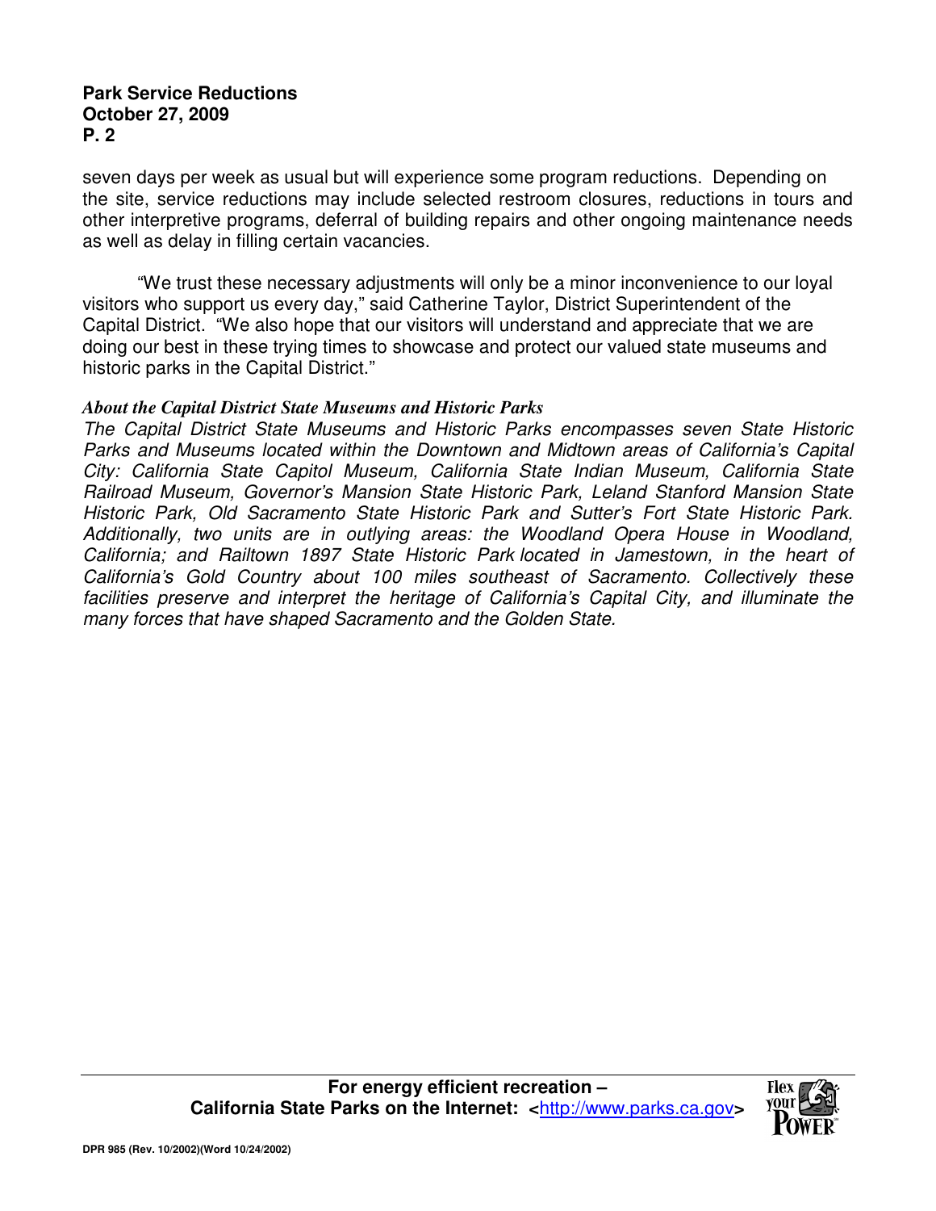seven days per week as usual but will experience some program reductions. Depending on the site, service reductions may include selected restroom closures, reductions in tours and other interpretive programs, deferral of building repairs and other ongoing maintenance needs as well as delay in filling certain vacancies.

"We trust these necessary adjustments will only be a minor inconvenience to our loyal visitors who support us every day," said Catherine Taylor, District Superintendent of the Capital District. "We also hope that our visitors will understand and appreciate that we are doing our best in these trying times to showcase and protect our valued state museums and historic parks in the Capital District."

***About the Capital District State Museums and Historic Parks***

*The Capital District State Museums and Historic Parks encompasses seven State Historic Parks and Museums located within the Downtown and Midtown areas of California's Capital City: California State Capitol Museum, California State Indian Museum, California State Railroad Museum, Governor's Mansion State Historic Park, Leland Stanford Mansion State Historic Park, Old Sacramento State Historic Park and Sutter's Fort State Historic Park. Additionally, two units are in outlying areas: the Woodland Opera House in Woodland, California; and Railtown 1897 State Historic Park located in Jamestown, in the heart of California's Gold Country about 100 miles southeast of Sacramento. Collectively these facilities preserve and interpret the heritage of California's Capital City, and illuminate the many forces that have shaped Sacramento and the Golden State.*

**For energy efficient recreation –**
**California State Parks on the Internet: <http://www.parks.ca.gov>**

DPR 985 (Rev. 10/2002)(Word 10/24/2002)